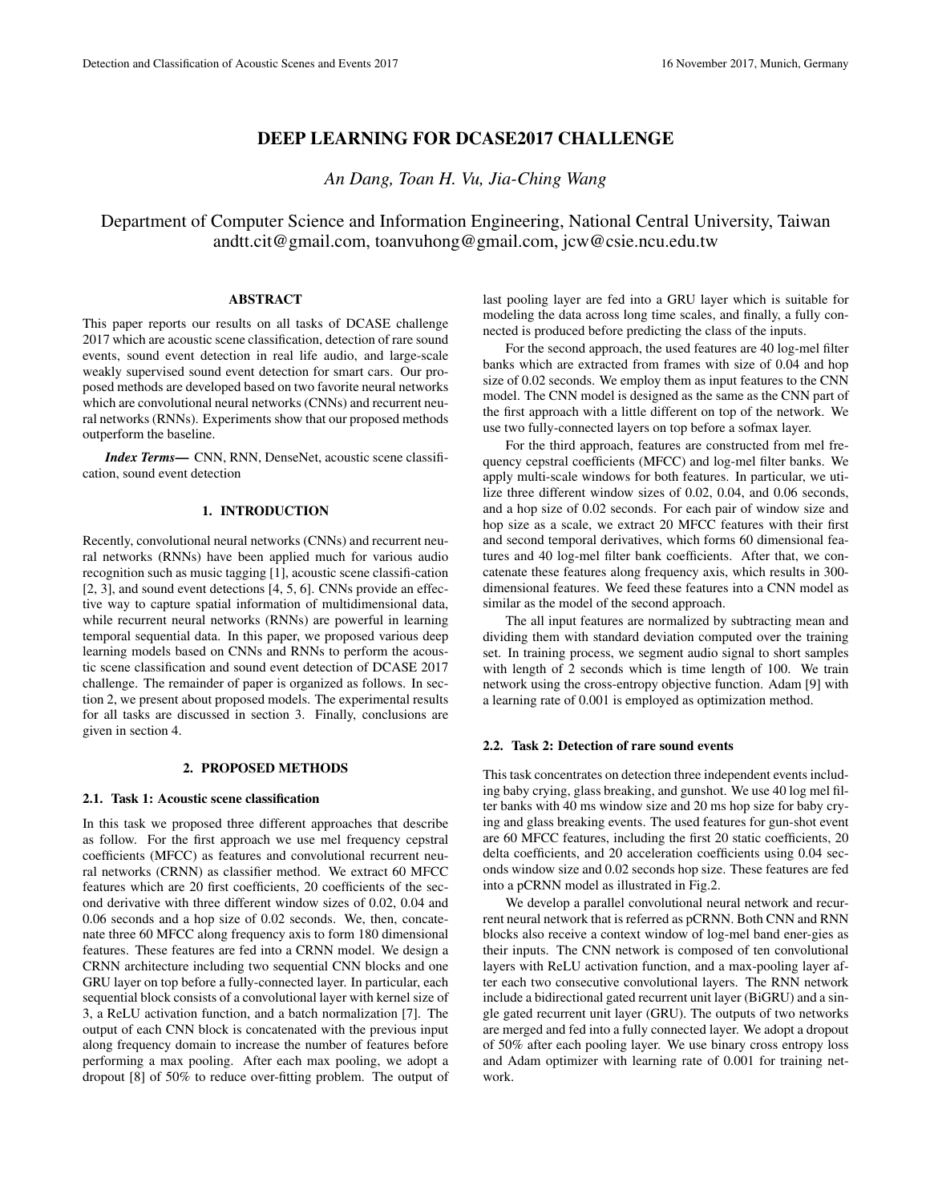# DEEP LEARNING FOR DCASE2017 CHALLENGE

*An Dang, Toan H. Vu, Jia-Ching Wang*

Department of Computer Science and Information Engineering, National Central University, Taiwan
andtt.cit@gmail.com, toanvuhong@gmail.com, jcw@csie.ncu.edu.tw

## ABSTRACT

This paper reports our results on all tasks of DCASE challenge 2017 which are acoustic scene classification, detection of rare sound events, sound event detection in real life audio, and large-scale weakly supervised sound event detection for smart cars. Our proposed methods are developed based on two favorite neural networks which are convolutional neural networks (CNNs) and recurrent neural networks (RNNs). Experiments show that our proposed methods outperform the baseline.

***Index Terms—*** CNN, RNN, DenseNet, acoustic scene classification, sound event detection

## 1. INTRODUCTION

Recently, convolutional neural networks (CNNs) and recurrent neural networks (RNNs) have been applied much for various audio recognition such as music tagging [1], acoustic scene classifi-cation [2, 3], and sound event detections [4, 5, 6]. CNNs provide an effective way to capture spatial information of multidimensional data, while recurrent neural networks (RNNs) are powerful in learning temporal sequential data. In this paper, we proposed various deep learning models based on CNNs and RNNs to perform the acoustic scene classification and sound event detection of DCASE 2017 challenge. The remainder of paper is organized as follows. In section 2, we present about proposed models. The experimental results for all tasks are discussed in section 3. Finally, conclusions are given in section 4.

## 2. PROPOSED METHODS

### 2.1. Task 1: Acoustic scene classification

In this task we proposed three different approaches that describe as follow. For the first approach we use mel frequency cepstral coefficients (MFCC) as features and convolutional recurrent neural networks (CRNN) as classifier method. We extract 60 MFCC features which are 20 first coefficients, 20 coefficients of the second derivative with three different window sizes of 0.02, 0.04 and 0.06 seconds and a hop size of 0.02 seconds. We, then, concatenate three 60 MFCC along frequency axis to form 180 dimensional features. These features are fed into a CRNN model. We design a CRNN architecture including two sequential CNN blocks and one GRU layer on top before a fully-connected layer. In particular, each sequential block consists of a convolutional layer with kernel size of 3, a ReLU activation function, and a batch normalization [7]. The output of each CNN block is concatenated with the previous input along frequency domain to increase the number of features before performing a max pooling. After each max pooling, we adopt a dropout [8] of 50% to reduce over-fitting problem. The output of last pooling layer are fed into a GRU layer which is suitable for modeling the data across long time scales, and finally, a fully connected is produced before predicting the class of the inputs.

For the second approach, the used features are 40 log-mel filter banks which are extracted from frames with size of 0.04 and hop size of 0.02 seconds. We employ them as input features to the CNN model. The CNN model is designed as the same as the CNN part of the first approach with a little different on top of the network. We use two fully-connected layers on top before a sofmax layer.

For the third approach, features are constructed from mel frequency cepstral coefficients (MFCC) and log-mel filter banks. We apply multi-scale windows for both features. In particular, we utilize three different window sizes of 0.02, 0.04, and 0.06 seconds, and a hop size of 0.02 seconds. For each pair of window size and hop size as a scale, we extract 20 MFCC features with their first and second temporal derivatives, which forms 60 dimensional features and 40 log-mel filter bank coefficients. After that, we concatenate these features along frequency axis, which results in 300-dimensional features. We feed these features into a CNN model as similar as the model of the second approach.

The all input features are normalized by subtracting mean and dividing them with standard deviation computed over the training set. In training process, we segment audio signal to short samples with length of 2 seconds which is time length of 100. We train network using the cross-entropy objective function. Adam [9] with a learning rate of 0.001 is employed as optimization method.

### 2.2. Task 2: Detection of rare sound events

This task concentrates on detection three independent events including baby crying, glass breaking, and gunshot. We use 40 log mel filter banks with 40 ms window size and 20 ms hop size for baby crying and glass breaking events. The used features for gun-shot event are 60 MFCC features, including the first 20 static coefficients, 20 delta coefficients, and 20 acceleration coefficients using 0.04 seconds window size and 0.02 seconds hop size. These features are fed into a pCRNN model as illustrated in Fig.2.

We develop a parallel convolutional neural network and recurrent neural network that is referred as pCRNN. Both CNN and RNN blocks also receive a context window of log-mel band ener-gies as their inputs. The CNN network is composed of ten convolutional layers with ReLU activation function, and a max-pooling layer after each two consecutive convolutional layers. The RNN network include a bidirectional gated recurrent unit layer (BiGRU) and a single gated recurrent unit layer (GRU). The outputs of two networks are merged and fed into a fully connected layer. We adopt a dropout of 50% after each pooling layer. We use binary cross entropy loss and Adam optimizer with learning rate of 0.001 for training network.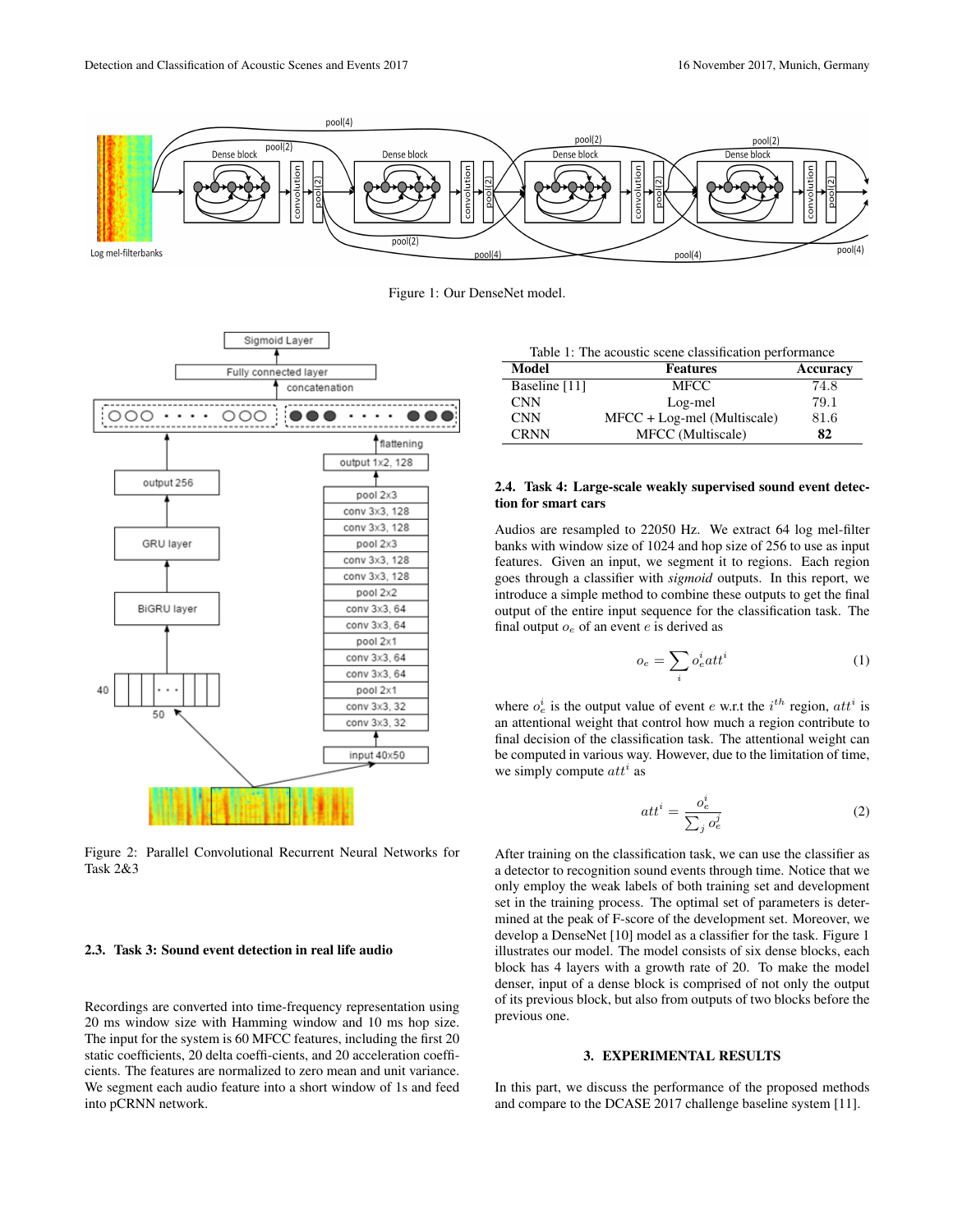Log mel-filterbanks

Dense block

convolution

pool(2)

pool(4)

Figure 1: Our DenseNet model.

Sigmoid Layer

Fully connected layer

concatenation

flattening

output 256

GRU layer

BiGRU layer

40

50

output 1x2, 128

pool 2x3

conv 3x3, 128

conv 3x3, 128

pool 2x3

conv 3x3, 128

conv 3x3, 128

pool 2x2

conv 3x3, 64

conv 3x3, 64

pool 2x1

conv 3x3, 64

conv 3x3, 64

pool 2x1

conv 3x3, 32

conv 3x3, 32

input 40x50

Figure 2: Parallel Convolutional Recurrent Neural Networks for Task 2&3

### 2.3. Task 3: Sound event detection in real life audio

Recordings are converted into time-frequency representation using 20 ms window size with Hamming window and 10 ms hop size. The input for the system is 60 MFCC features, including the first 20 static coefficients, 20 delta coeffi-cients, and 20 acceleration coefficients. The features are normalized to zero mean and unit variance. We segment each audio feature into a short window of 1s and feed into pCRNN network.

Table 1: The acoustic scene classification performance

| Model | Features | Accuracy |
|---|---|---|
| Baseline [11] | MFCC | 74.8 |
| CNN | Log-mel | 79.1 |
| CNN | MFCC + Log-mel (Multiscale) | 81.6 |
| CRNN | MFCC (Multiscale) | **82** |

### 2.4. Task 4: Large-scale weakly supervised sound event detection for smart cars

Audios are resampled to 22050 Hz. We extract 64 log mel-filter banks with window size of 1024 and hop size of 256 to use as input features. Given an input, we segment it to regions. Each region goes through a classifier with *sigmoid* outputs. In this report, we introduce a simple method to combine these outputs to get the final output of the entire input sequence for the classification task. The final output $o_e$ of an event $e$ is derived as

$$o_e = \sum_i o_e^i att^i \tag{1}$$

where $o_e^i$ is the output value of event $e$ w.r.t the $i^{th}$ region, $att^i$ is an attentional weight that control how much a region contribute to final decision of the classification task. The attentional weight can be computed in various way. However, due to the limitation of time, we simply compute $att^i$ as

$$att^i = \frac{o_e^i}{\sum_j o_e^j} \tag{2}$$

After training on the classification task, we can use the classifier as a detector to recognition sound events through time. Notice that we only employ the weak labels of both training set and development set in the training process. The optimal set of parameters is determined at the peak of F-score of the development set. Moreover, we develop a DenseNet [10] model as a classifier for the task. Figure 1 illustrates our model. The model consists of six dense blocks, each block has 4 layers with a growth rate of 20. To make the model denser, input of a dense block is comprised of not only the output of its previous block, but also from outputs of two blocks before the previous one.

## 3. EXPERIMENTAL RESULTS

In this part, we discuss the performance of the proposed methods and compare to the DCASE 2017 challenge baseline system [11].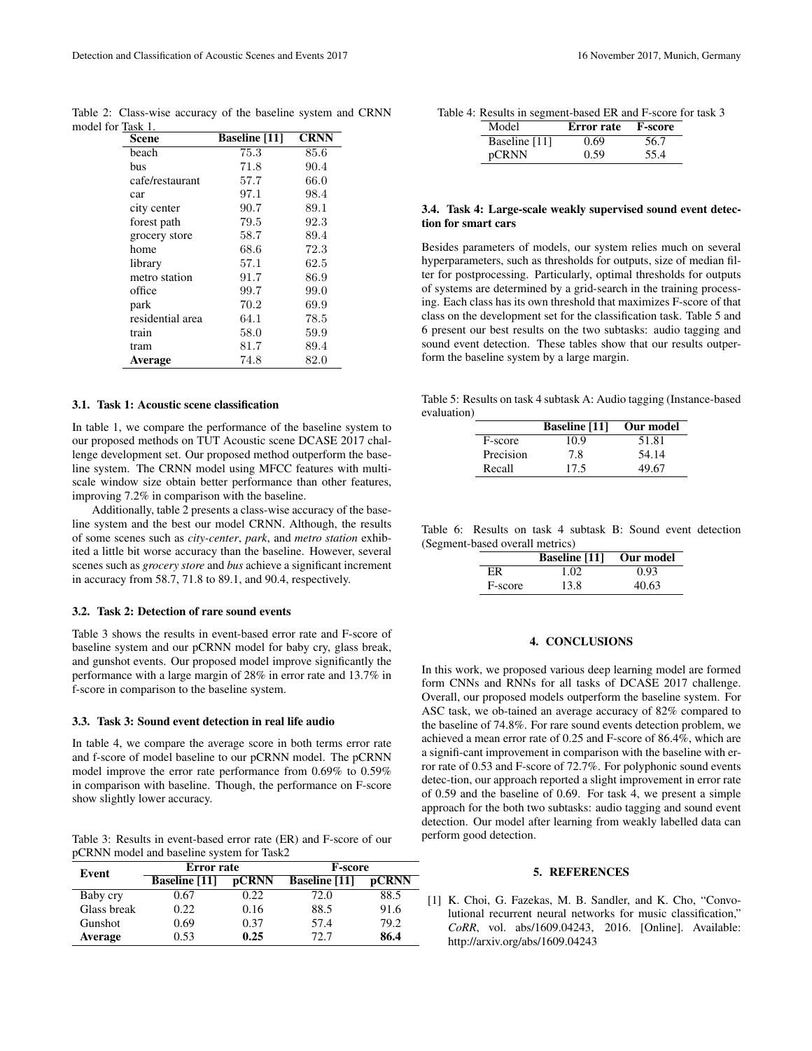Table 2: Class-wise accuracy of the baseline system and CRNN model for Task 1.

| Scene | Baseline [11] | CRNN |
|---|---|---|
| beach | 75.3 | 85.6 |
| bus | 71.8 | 90.4 |
| cafe/restaurant | 57.7 | 66.0 |
| car | 97.1 | 98.4 |
| city center | 90.7 | 89.1 |
| forest path | 79.5 | 92.3 |
| grocery store | 58.7 | 89.4 |
| home | 68.6 | 72.3 |
| library | 57.1 | 62.5 |
| metro station | 91.7 | 86.9 |
| office | 99.7 | 99.0 |
| park | 70.2 | 69.9 |
| residential area | 64.1 | 78.5 |
| train | 58.0 | 59.9 |
| tram | 81.7 | 89.4 |
| **Average** | 74.8 | 82.0 |

### 3.1. Task 1: Acoustic scene classification

In table 1, we compare the performance of the baseline system to our proposed methods on TUT Acoustic scene DCASE 2017 challenge development set. Our proposed method outperform the baseline system. The CRNN model using MFCC features with multi-scale window size obtain better performance than other features, improving 7.2% in comparison with the baseline.

Additionally, table 2 presents a class-wise accuracy of the baseline system and the best our model CRNN. Although, the results of some scenes such as *city-center*, *park*, and *metro station* exhibited a little bit worse accuracy than the baseline. However, several scenes such as *grocery store* and *bus* achieve a significant increment in accuracy from 58.7, 71.8 to 89.1, and 90.4, respectively.

### 3.2. Task 2: Detection of rare sound events

Table 3 shows the results in event-based error rate and F-score of baseline system and our pCRNN model for baby cry, glass break, and gunshot events. Our proposed model improve significantly the performance with a large margin of 28% in error rate and 13.7% in f-score in comparison to the baseline system.

### 3.3. Task 3: Sound event detection in real life audio

In table 4, we compare the average score in both terms error rate and f-score of model baseline to our pCRNN model. The pCRNN model improve the error rate performance from 0.69% to 0.59% in comparison with baseline. Though, the performance on F-score show slightly lower accuracy.

Table 3: Results in event-based error rate (ER) and F-score of our pCRNN model and baseline system for Task2

| Event | Error rate | | F-score | |
|---|---|---|---|---|
| | Baseline [11] | pCRNN | Baseline [11] | pCRNN |
| Baby cry | 0.67 | 0.22 | 72.0 | 88.5 |
| Glass break | 0.22 | 0.16 | 88.5 | 91.6 |
| Gunshot | 0.69 | 0.37 | 57.4 | 79.2 |
| **Average** | 0.53 | **0.25** | 72.7 | **86.4** |

Table 4: Results in segment-based ER and F-score for task 3

| Model | Error rate | F-score |
|---|---|---|
| Baseline [11] | 0.69 | 56.7 |
| pCRNN | 0.59 | 55.4 |

### 3.4. Task 4: Large-scale weakly supervised sound event detection for smart cars

Besides parameters of models, our system relies much on several hyperparameters, such as thresholds for outputs, size of median filter for postprocessing. Particularly, optimal thresholds for outputs of systems are determined by a grid-search in the training processing. Each class has its own threshold that maximizes F-score of that class on the development set for the classification task. Table 5 and 6 present our best results on the two subtasks: audio tagging and sound event detection. These tables show that our results outperform the baseline system by a large margin.

Table 5: Results on task 4 subtask A: Audio tagging (Instance-based evaluation)

| | Baseline [11] | Our model |
|---|---|---|
| F-score | 10.9 | 51.81 |
| Precision | 7.8 | 54.14 |
| Recall | 17.5 | 49.67 |

Table 6: Results on task 4 subtask B: Sound event detection (Segment-based overall metrics)

| | Baseline [11] | Our model |
|---|---|---|
| ER | 1.02 | 0.93 |
| F-score | 13.8 | 40.63 |

## 4. CONCLUSIONS

In this work, we proposed various deep learning model are formed form CNNs and RNNs for all tasks of DCASE 2017 challenge. Overall, our proposed models outperform the baseline system. For ASC task, we ob-tained an average accuracy of 82% compared to the baseline of 74.8%. For rare sound events detection problem, we achieved a mean error rate of 0.25 and F-score of 86.4%, which are a signifi-cant improvement in comparison with the baseline with error rate of 0.53 and F-score of 72.7%. For polyphonic sound events detec-tion, our approach reported a slight improvement in error rate of 0.59 and the baseline of 0.69. For task 4, we present a simple approach for the both two subtasks: audio tagging and sound event detection. Our model after learning from weakly labelled data can perform good detection.

## 5. REFERENCES

[1] K. Choi, G. Fazekas, M. B. Sandler, and K. Cho, "Convolutional recurrent neural networks for music classification," *CoRR*, vol. abs/1609.04243, 2016. [Online]. Available: http://arxiv.org/abs/1609.04243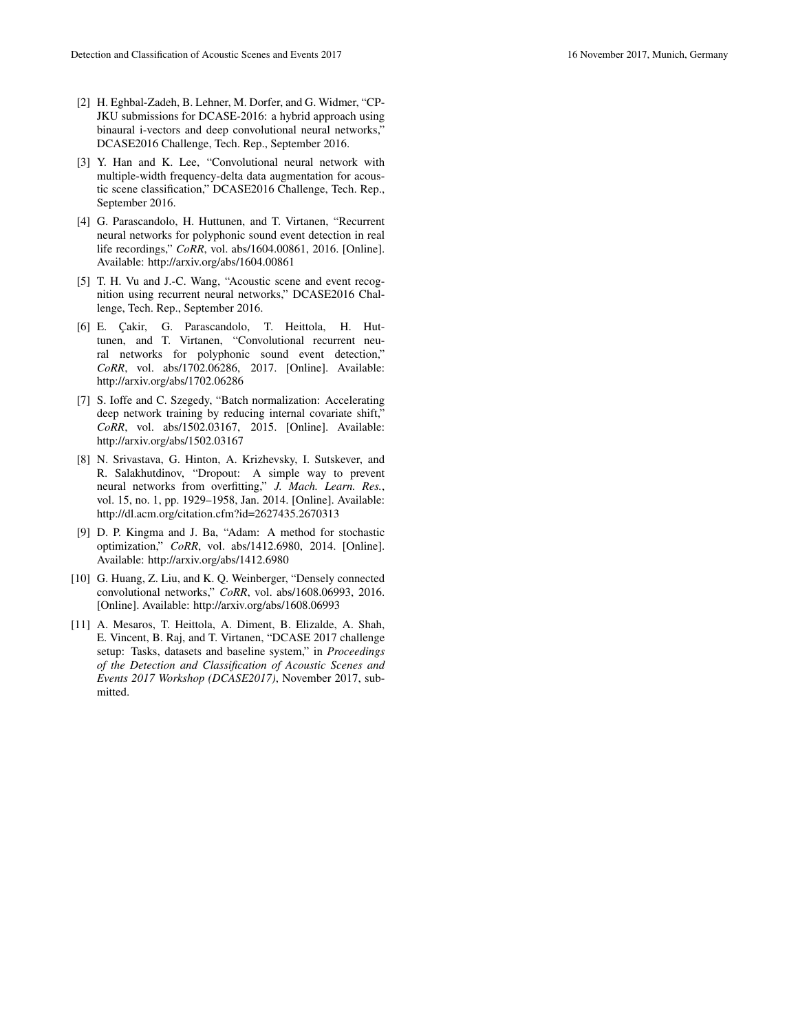[2] H. Eghbal-Zadeh, B. Lehner, M. Dorfer, and G. Widmer, "CP-JKU submissions for DCASE-2016: a hybrid approach using binaural i-vectors and deep convolutional neural networks," DCASE2016 Challenge, Tech. Rep., September 2016.

[3] Y. Han and K. Lee, "Convolutional neural network with multiple-width frequency-delta data augmentation for acoustic scene classification," DCASE2016 Challenge, Tech. Rep., September 2016.

[4] G. Parascandolo, H. Huttunen, and T. Virtanen, "Recurrent neural networks for polyphonic sound event detection in real life recordings," *CoRR*, vol. abs/1604.00861, 2016. [Online]. Available: http://arxiv.org/abs/1604.00861

[5] T. H. Vu and J.-C. Wang, "Acoustic scene and event recognition using recurrent neural networks," DCASE2016 Challenge, Tech. Rep., September 2016.

[6] E. Çakir, G. Parascandolo, T. Heittola, H. Huttunen, and T. Virtanen, "Convolutional recurrent neural networks for polyphonic sound event detection," *CoRR*, vol. abs/1702.06286, 2017. [Online]. Available: http://arxiv.org/abs/1702.06286

[7] S. Ioffe and C. Szegedy, "Batch normalization: Accelerating deep network training by reducing internal covariate shift," *CoRR*, vol. abs/1502.03167, 2015. [Online]. Available: http://arxiv.org/abs/1502.03167

[8] N. Srivastava, G. Hinton, A. Krizhevsky, I. Sutskever, and R. Salakhutdinov, "Dropout: A simple way to prevent neural networks from overfitting," *J. Mach. Learn. Res.*, vol. 15, no. 1, pp. 1929–1958, Jan. 2014. [Online]. Available: http://dl.acm.org/citation.cfm?id=2627435.2670313

[9] D. P. Kingma and J. Ba, "Adam: A method for stochastic optimization," *CoRR*, vol. abs/1412.6980, 2014. [Online]. Available: http://arxiv.org/abs/1412.6980

[10] G. Huang, Z. Liu, and K. Q. Weinberger, "Densely connected convolutional networks," *CoRR*, vol. abs/1608.06993, 2016. [Online]. Available: http://arxiv.org/abs/1608.06993

[11] A. Mesaros, T. Heittola, A. Diment, B. Elizalde, A. Shah, E. Vincent, B. Raj, and T. Virtanen, "DCASE 2017 challenge setup: Tasks, datasets and baseline system," in *Proceedings of the Detection and Classification of Acoustic Scenes and Events 2017 Workshop (DCASE2017)*, November 2017, submitted.